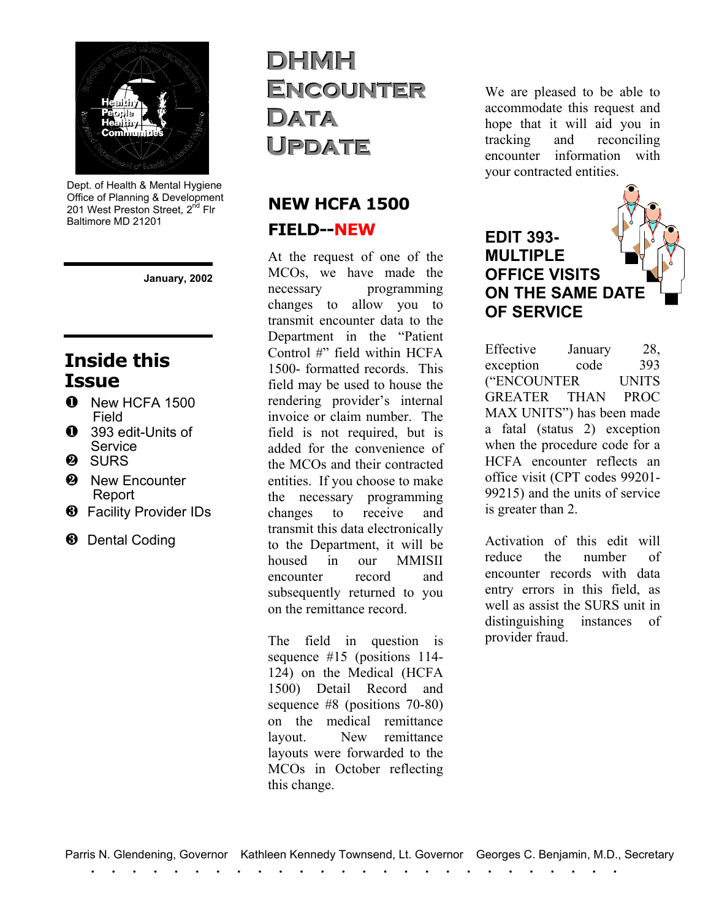Dept. of Health & Mental Hygiene
Office of Planning & Development
201 West Preston Street, 2nd Flr
Baltimore MD 21201

**January, 2002**

## Inside this Issue

1. New HCFA 1500 Field
1. 393 edit-Units of Service
2. SURS
2. New Encounter Report
3. Facility Provider IDs
3. Dental Coding

# DHMH Encounter Data Update

## NEW HCFA 1500 FIELD--NEW

At the request of one of the MCOs, we have made the necessary programming changes to allow you to transmit encounter data to the Department in the "Patient Control #" field within HCFA 1500- formatted records. This field may be used to house the rendering provider's internal invoice or claim number. The field is not required, but is added for the convenience of the MCOs and their contracted entities. If you choose to make the necessary programming changes to receive and transmit this data electronically to the Department, it will be housed in our MMISII encounter record and subsequently returned to you on the remittance record.

The field in question is sequence #15 (positions 114-124) on the Medical (HCFA 1500) Detail Record and sequence #8 (positions 70-80) on the medical remittance layout. New remittance layouts were forwarded to the MCOs in October reflecting this change.

We are pleased to be able to accommodate this request and hope that it will aid you in tracking and reconciling encounter information with your contracted entities.

## EDIT 393- MULTIPLE OFFICE VISITS ON THE SAME DATE OF SERVICE

Effective January 28, exception code 393 ("ENCOUNTER UNITS GREATER THAN PROC MAX UNITS") has been made a fatal (status 2) exception when the procedure code for a HCFA encounter reflects an office visit (CPT codes 99201-99215) and the units of service is greater than 2.

Activation of this edit will reduce the number of encounter records with data entry errors in this field, as well as assist the SURS unit in distinguishing instances of provider fraud.

Parris N. Glendening, Governor    Kathleen Kennedy Townsend, Lt. Governor    Georges C. Benjamin, M.D., Secretary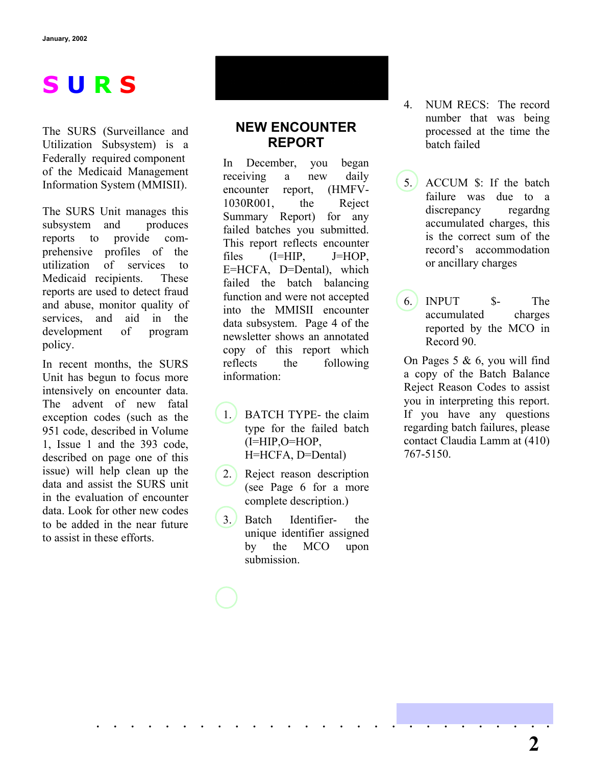# SURS

The SURS (Surveillance and Utilization Subsystem) is a Federally required component of the Medicaid Management Information System (MMISII).

The SURS Unit manages this subsystem and produces reports to provide comprehensive profiles of the utilization of services to Medicaid recipients. These reports are used to detect fraud and abuse, monitor quality of services, and aid in the development of program policy.

In recent months, the SURS Unit has begun to focus more intensively on encounter data. The advent of new fatal exception codes (such as the 951 code, described in Volume 1, Issue 1 and the 393 code, described on page one of this issue) will help clean up the data and assist the SURS unit in the evaluation of encounter data. Look for other new codes to be added in the near future to assist in these efforts.

## NEW ENCOUNTER REPORT

In December, you began receiving a new daily encounter report, (HMFV-1030R001, the Reject Summary Report) for any failed batches you submitted. This report reflects encounter files (I=HIP, J=HOP, E=HCFA, D=Dental), which failed the batch balancing function and were not accepted into the MMISII encounter data subsystem. Page 4 of the newsletter shows an annotated copy of this report which reflects the following information:

1. BATCH TYPE- the claim type for the failed batch (I=HIP,O=HOP, H=HCFA, D=Dental)
2. Reject reason description (see Page 6 for a more complete description.)
3. Batch Identifier- the unique identifier assigned by the MCO upon submission.
4. NUM RECS: The record number that was being processed at the time the batch failed
5. ACCUM $: If the batch failure was due to a discrepancy regardng accumulated charges, this is the correct sum of the record's accommodation or ancillary charges
6. INPUT $- The accumulated charges reported by the MCO in Record 90.

On Pages 5 & 6, you will find a copy of the Batch Balance Reject Reason Codes to assist you in interpreting this report. If you have any questions regarding batch failures, please contact Claudia Lamm at (410) 767-5150.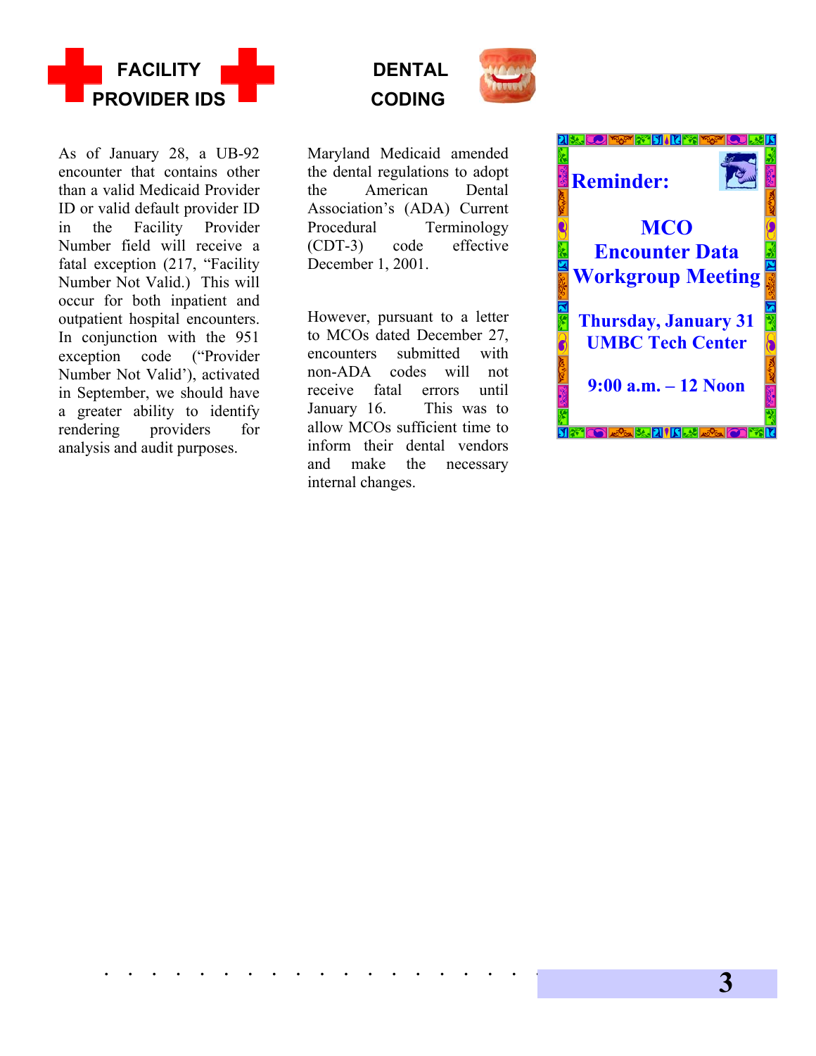## FACILITY PROVIDER IDS

As of January 28, a UB-92 encounter that contains other than a valid Medicaid Provider ID or valid default provider ID in the Facility Provider Number field will receive a fatal exception (217, "Facility Number Not Valid.) This will occur for both inpatient and outpatient hospital encounters. In conjunction with the 951 exception code ("Provider Number Not Valid'), activated in September, we should have a greater ability to identify rendering providers for analysis and audit purposes.

## DENTAL CODING

Maryland Medicaid amended the dental regulations to adopt the American Dental Association's (ADA) Current Procedural Terminology (CDT-3) code effective December 1, 2001.

However, pursuant to a letter to MCOs dated December 27, encounters submitted with non-ADA codes will not receive fatal errors until January 16. This was to allow MCOs sufficient time to inform their dental vendors and make the necessary internal changes.

**Reminder:**

**MCO Encounter Data Workgroup Meeting**

**Thursday, January 31**
**UMBC Tech Center**

**9:00 a.m. – 12 Noon**